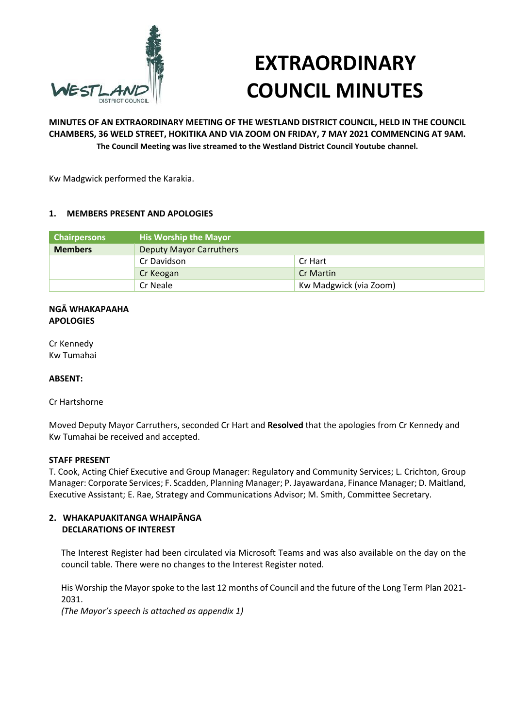# EXTRAORDINARY COUNCIL MINUTES

**MINUTES OF AN EXTRAORDINARY MEETING OF THE WESTLAND DISTRICT COUNCIL, HELD IN THE COUNCIL CHAMBERS, 36 WELD STREET, HOKITIKA AND VIA ZOOM ON FRIDAY, 7 MAY 2021 COMMENCING AT 9AM.**

**The Council Meeting was live streamed to the Westland District Council Youtube channel.**

Kw Madgwick performed the Karakia.

## 1. MEMBERS PRESENT AND APOLOGIES

| Chairpersons | His Worship the Mayor | |
|---|---|---|
| **Members** | Deputy Mayor Carruthers | |
| | Cr Davidson | Cr Hart |
| | Cr Keogan | Cr Martin |
| | Cr Neale | Kw Madgwick (via Zoom) |

**NGĀ WHAKAPAAHA**
**APOLOGIES**

Cr Kennedy
Kw Tumahai

**ABSENT:**

Cr Hartshorne

Moved Deputy Mayor Carruthers, seconded Cr Hart and **Resolved** that the apologies from Cr Kennedy and Kw Tumahai be received and accepted.

**STAFF PRESENT**

T. Cook, Acting Chief Executive and Group Manager: Regulatory and Community Services; L. Crichton, Group Manager: Corporate Services; F. Scadden, Planning Manager; P. Jayawardana, Finance Manager; D. Maitland, Executive Assistant; E. Rae, Strategy and Communications Advisor; M. Smith, Committee Secretary.

## 2. WHAKAPUAKITANGA WHAIPĀNGA DECLARATIONS OF INTEREST

The Interest Register had been circulated via Microsoft Teams and was also available on the day on the council table. There were no changes to the Interest Register noted.

His Worship the Mayor spoke to the last 12 months of Council and the future of the Long Term Plan 2021-2031.

*(The Mayor's speech is attached as appendix 1)*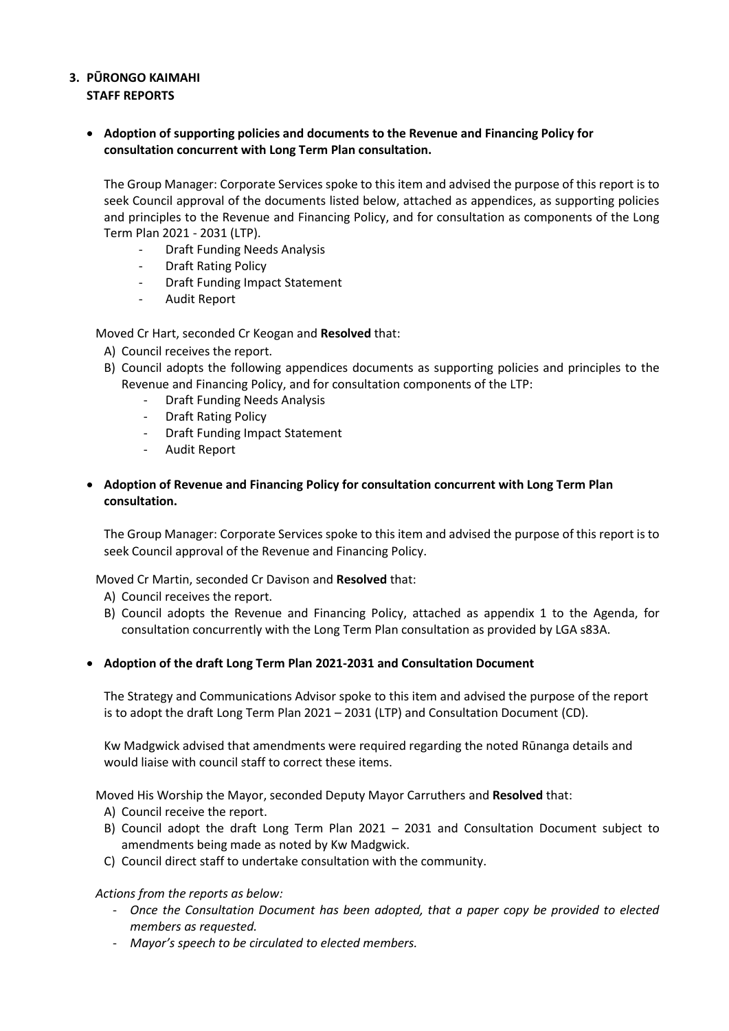## 3. PŪRONGO KAIMAHI
## STAFF REPORTS

- **Adoption of supporting policies and documents to the Revenue and Financing Policy for consultation concurrent with Long Term Plan consultation.**

  The Group Manager: Corporate Services spoke to this item and advised the purpose of this report is to seek Council approval of the documents listed below, attached as appendices, as supporting policies and principles to the Revenue and Financing Policy, and for consultation as components of the Long Term Plan 2021 - 2031 (LTP).

  - Draft Funding Needs Analysis
  - Draft Rating Policy
  - Draft Funding Impact Statement
  - Audit Report

  Moved Cr Hart, seconded Cr Keogan and **Resolved** that:

  A) Council receives the report.
  B) Council adopts the following appendices documents as supporting policies and principles to the Revenue and Financing Policy, and for consultation components of the LTP:
     - Draft Funding Needs Analysis
     - Draft Rating Policy
     - Draft Funding Impact Statement
     - Audit Report

- **Adoption of Revenue and Financing Policy for consultation concurrent with Long Term Plan consultation.**

  The Group Manager: Corporate Services spoke to this item and advised the purpose of this report is to seek Council approval of the Revenue and Financing Policy.

  Moved Cr Martin, seconded Cr Davison and **Resolved** that:

  A) Council receives the report.
  B) Council adopts the Revenue and Financing Policy, attached as appendix 1 to the Agenda, for consultation concurrently with the Long Term Plan consultation as provided by LGA s83A.

- **Adoption of the draft Long Term Plan 2021-2031 and Consultation Document**

  The Strategy and Communications Advisor spoke to this item and advised the purpose of the report is to adopt the draft Long Term Plan 2021 – 2031 (LTP) and Consultation Document (CD).

  Kw Madgwick advised that amendments were required regarding the noted Rūnanga details and would liaise with council staff to correct these items.

  Moved His Worship the Mayor, seconded Deputy Mayor Carruthers and **Resolved** that:

  A) Council receive the report.
  B) Council adopt the draft Long Term Plan 2021 – 2031 and Consultation Document subject to amendments being made as noted by Kw Madgwick.
  C) Council direct staff to undertake consultation with the community.

  *Actions from the reports as below:*

  - *Once the Consultation Document has been adopted, that a paper copy be provided to elected members as requested.*
  - *Mayor's speech to be circulated to elected members.*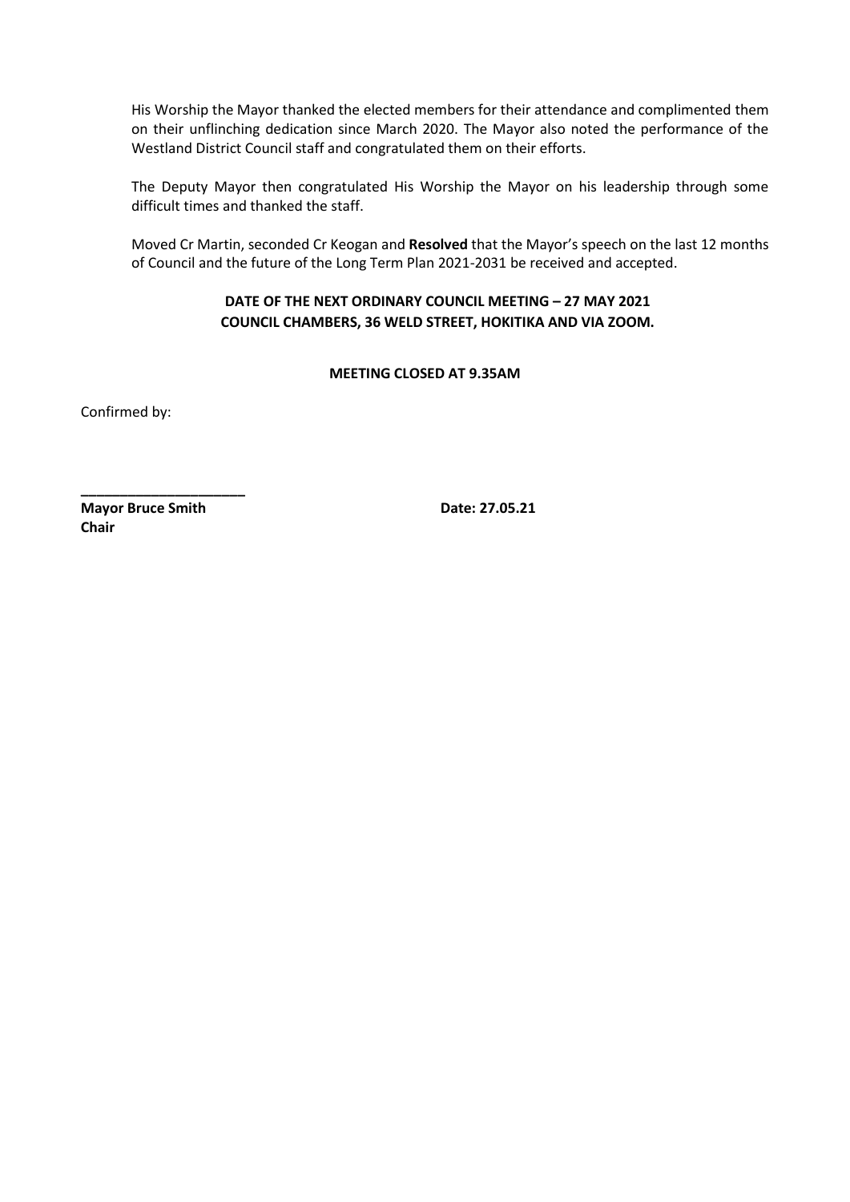His Worship the Mayor thanked the elected members for their attendance and complimented them on their unflinching dedication since March 2020. The Mayor also noted the performance of the Westland District Council staff and congratulated them on their efforts.

The Deputy Mayor then congratulated His Worship the Mayor on his leadership through some difficult times and thanked the staff.

Moved Cr Martin, seconded Cr Keogan and **Resolved** that the Mayor's speech on the last 12 months of Council and the future of the Long Term Plan 2021-2031 be received and accepted.

**DATE OF THE NEXT ORDINARY COUNCIL MEETING – 27 MAY 2021**
**COUNCIL CHAMBERS, 36 WELD STREET, HOKITIKA AND VIA ZOOM.**

**MEETING CLOSED AT 9.35AM**

Confirmed by:

**\_\_\_\_\_\_\_\_\_\_\_\_\_\_\_\_\_\_\_\_\_\_**
**Mayor Bruce Smith** **Date: 27.05.21**
**Chair**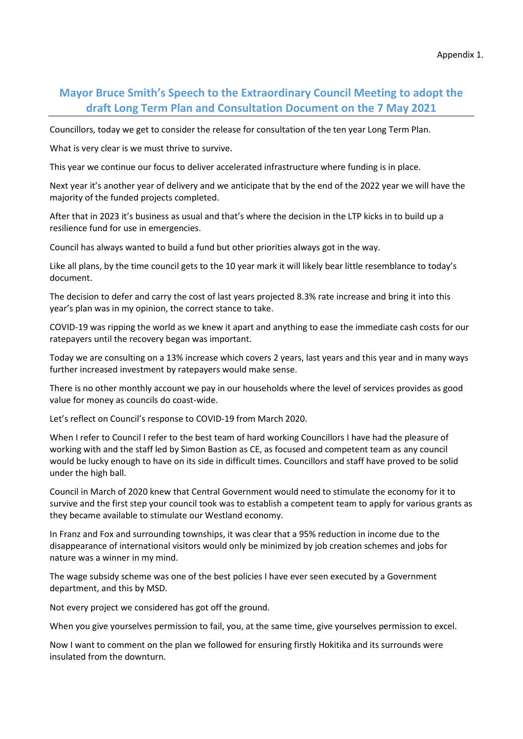Appendix 1.

## Mayor Bruce Smith's Speech to the Extraordinary Council Meeting to adopt the draft Long Term Plan and Consultation Document on the 7 May 2021

Councillors, today we get to consider the release for consultation of the ten year Long Term Plan.

What is very clear is we must thrive to survive.

This year we continue our focus to deliver accelerated infrastructure where funding is in place.

Next year it's another year of delivery and we anticipate that by the end of the 2022 year we will have the majority of the funded projects completed.

After that in 2023 it's business as usual and that's where the decision in the LTP kicks in to build up a resilience fund for use in emergencies.

Council has always wanted to build a fund but other priorities always got in the way.

Like all plans, by the time council gets to the 10 year mark it will likely bear little resemblance to today's document.

The decision to defer and carry the cost of last years projected 8.3% rate increase and bring it into this year's plan was in my opinion, the correct stance to take.

COVID-19 was ripping the world as we knew it apart and anything to ease the immediate cash costs for our ratepayers until the recovery began was important.

Today we are consulting on a 13% increase which covers 2 years, last years and this year and in many ways further increased investment by ratepayers would make sense.

There is no other monthly account we pay in our households where the level of services provides as good value for money as councils do coast-wide.

Let's reflect on Council's response to COVID-19 from March 2020.

When I refer to Council I refer to the best team of hard working Councillors I have had the pleasure of working with and the staff led by Simon Bastion as CE, as focused and competent team as any council would be lucky enough to have on its side in difficult times. Councillors and staff have proved to be solid under the high ball.

Council in March of 2020 knew that Central Government would need to stimulate the economy for it to survive and the first step your council took was to establish a competent team to apply for various grants as they became available to stimulate our Westland economy.

In Franz and Fox and surrounding townships, it was clear that a 95% reduction in income due to the disappearance of international visitors would only be minimized by job creation schemes and jobs for nature was a winner in my mind.

The wage subsidy scheme was one of the best policies I have ever seen executed by a Government department, and this by MSD.

Not every project we considered has got off the ground.

When you give yourselves permission to fail, you, at the same time, give yourselves permission to excel.

Now I want to comment on the plan we followed for ensuring firstly Hokitika and its surrounds were insulated from the downturn.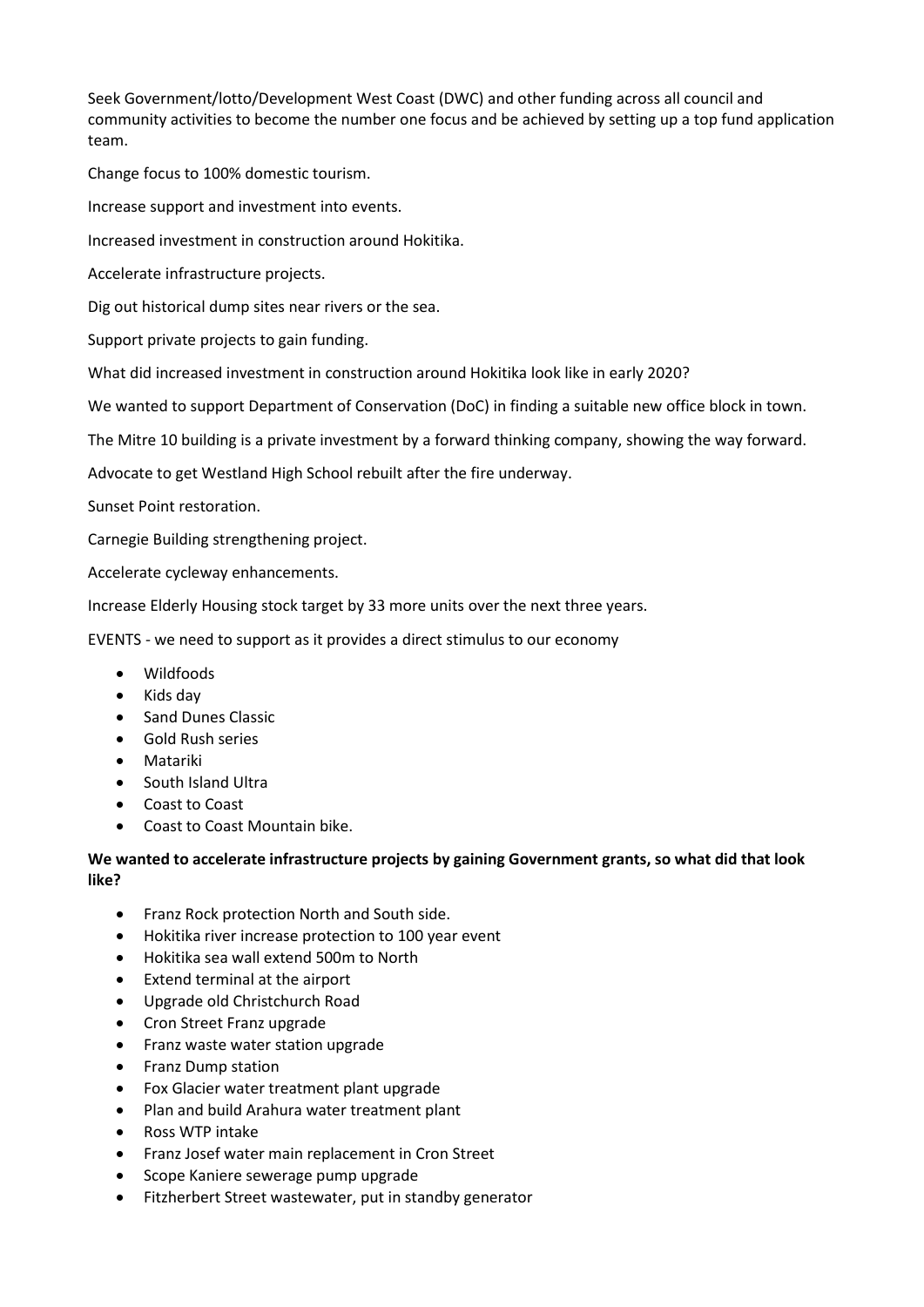Seek Government/lotto/Development West Coast (DWC) and other funding across all council and community activities to become the number one focus and be achieved by setting up a top fund application team.

Change focus to 100% domestic tourism.

Increase support and investment into events.

Increased investment in construction around Hokitika.

Accelerate infrastructure projects.

Dig out historical dump sites near rivers or the sea.

Support private projects to gain funding.

What did increased investment in construction around Hokitika look like in early 2020?

We wanted to support Department of Conservation (DoC) in finding a suitable new office block in town.

The Mitre 10 building is a private investment by a forward thinking company, showing the way forward.

Advocate to get Westland High School rebuilt after the fire underway.

Sunset Point restoration.

Carnegie Building strengthening project.

Accelerate cycleway enhancements.

Increase Elderly Housing stock target by 33 more units over the next three years.

EVENTS - we need to support as it provides a direct stimulus to our economy

- Wildfoods
- Kids day
- Sand Dunes Classic
- Gold Rush series
- Matariki
- South Island Ultra
- Coast to Coast
- Coast to Coast Mountain bike.

**We wanted to accelerate infrastructure projects by gaining Government grants, so what did that look like?**

- Franz Rock protection North and South side.
- Hokitika river increase protection to 100 year event
- Hokitika sea wall extend 500m to North
- Extend terminal at the airport
- Upgrade old Christchurch Road
- Cron Street Franz upgrade
- Franz waste water station upgrade
- Franz Dump station
- Fox Glacier water treatment plant upgrade
- Plan and build Arahura water treatment plant
- Ross WTP intake
- Franz Josef water main replacement in Cron Street
- Scope Kaniere sewerage pump upgrade
- Fitzherbert Street wastewater, put in standby generator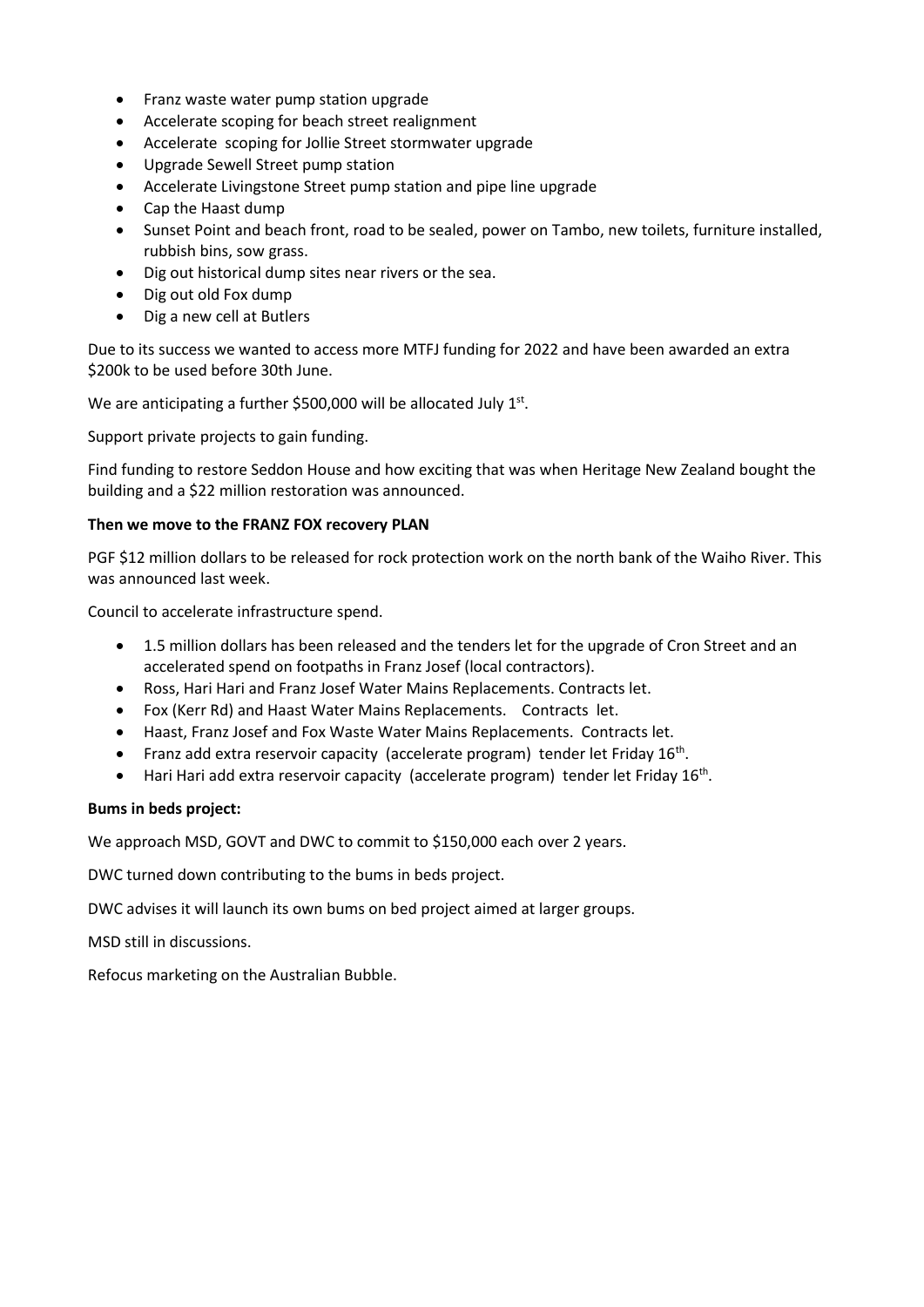- Franz waste water pump station upgrade
- Accelerate scoping for beach street realignment
- Accelerate scoping for Jollie Street stormwater upgrade
- Upgrade Sewell Street pump station
- Accelerate Livingstone Street pump station and pipe line upgrade
- Cap the Haast dump
- Sunset Point and beach front, road to be sealed, power on Tambo, new toilets, furniture installed, rubbish bins, sow grass.
- Dig out historical dump sites near rivers or the sea.
- Dig out old Fox dump
- Dig a new cell at Butlers

Due to its success we wanted to access more MTFJ funding for 2022 and have been awarded an extra \$200k to be used before 30th June.

We are anticipating a further \$500,000 will be allocated July 1st.

Support private projects to gain funding.

Find funding to restore Seddon House and how exciting that was when Heritage New Zealand bought the building and a \$22 million restoration was announced.

**Then we move to the FRANZ FOX recovery PLAN**

PGF \$12 million dollars to be released for rock protection work on the north bank of the Waiho River. This was announced last week.

Council to accelerate infrastructure spend.

- 1.5 million dollars has been released and the tenders let for the upgrade of Cron Street and an accelerated spend on footpaths in Franz Josef (local contractors).
- Ross, Hari Hari and Franz Josef Water Mains Replacements. Contracts let.
- Fox (Kerr Rd) and Haast Water Mains Replacements. Contracts let.
- Haast, Franz Josef and Fox Waste Water Mains Replacements. Contracts let.
- Franz add extra reservoir capacity (accelerate program) tender let Friday 16th.
- Hari Hari add extra reservoir capacity (accelerate program) tender let Friday 16th.

**Bums in beds project:**

We approach MSD, GOVT and DWC to commit to \$150,000 each over 2 years.

DWC turned down contributing to the bums in beds project.

DWC advises it will launch its own bums on bed project aimed at larger groups.

MSD still in discussions.

Refocus marketing on the Australian Bubble.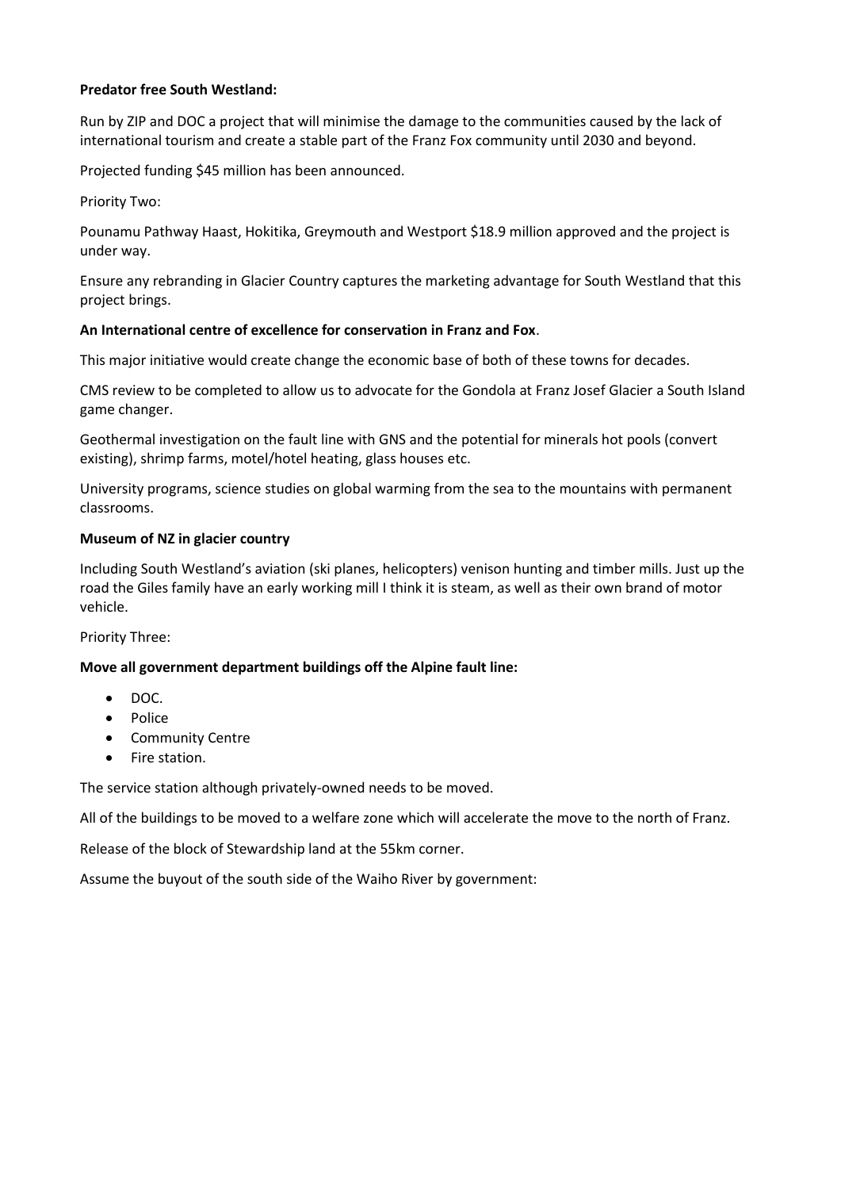**Predator free South Westland:**

Run by ZIP and DOC a project that will minimise the damage to the communities caused by the lack of international tourism and create a stable part of the Franz Fox community until 2030 and beyond.

Projected funding $45 million has been announced.

Priority Two:

Pounamu Pathway Haast, Hokitika, Greymouth and Westport $18.9 million approved and the project is under way.

Ensure any rebranding in Glacier Country captures the marketing advantage for South Westland that this project brings.

**An International centre of excellence for conservation in Franz and Fox**.

This major initiative would create change the economic base of both of these towns for decades.

CMS review to be completed to allow us to advocate for the Gondola at Franz Josef Glacier a South Island game changer.

Geothermal investigation on the fault line with GNS and the potential for minerals hot pools (convert existing), shrimp farms, motel/hotel heating, glass houses etc.

University programs, science studies on global warming from the sea to the mountains with permanent classrooms.

**Museum of NZ in glacier country**

Including South Westland's aviation (ski planes, helicopters) venison hunting and timber mills. Just up the road the Giles family have an early working mill I think it is steam, as well as their own brand of motor vehicle.

Priority Three:

**Move all government department buildings off the Alpine fault line:**

- DOC.
- Police
- Community Centre
- Fire station.

The service station although privately-owned needs to be moved.

All of the buildings to be moved to a welfare zone which will accelerate the move to the north of Franz.

Release of the block of Stewardship land at the 55km corner.

Assume the buyout of the south side of the Waiho River by government: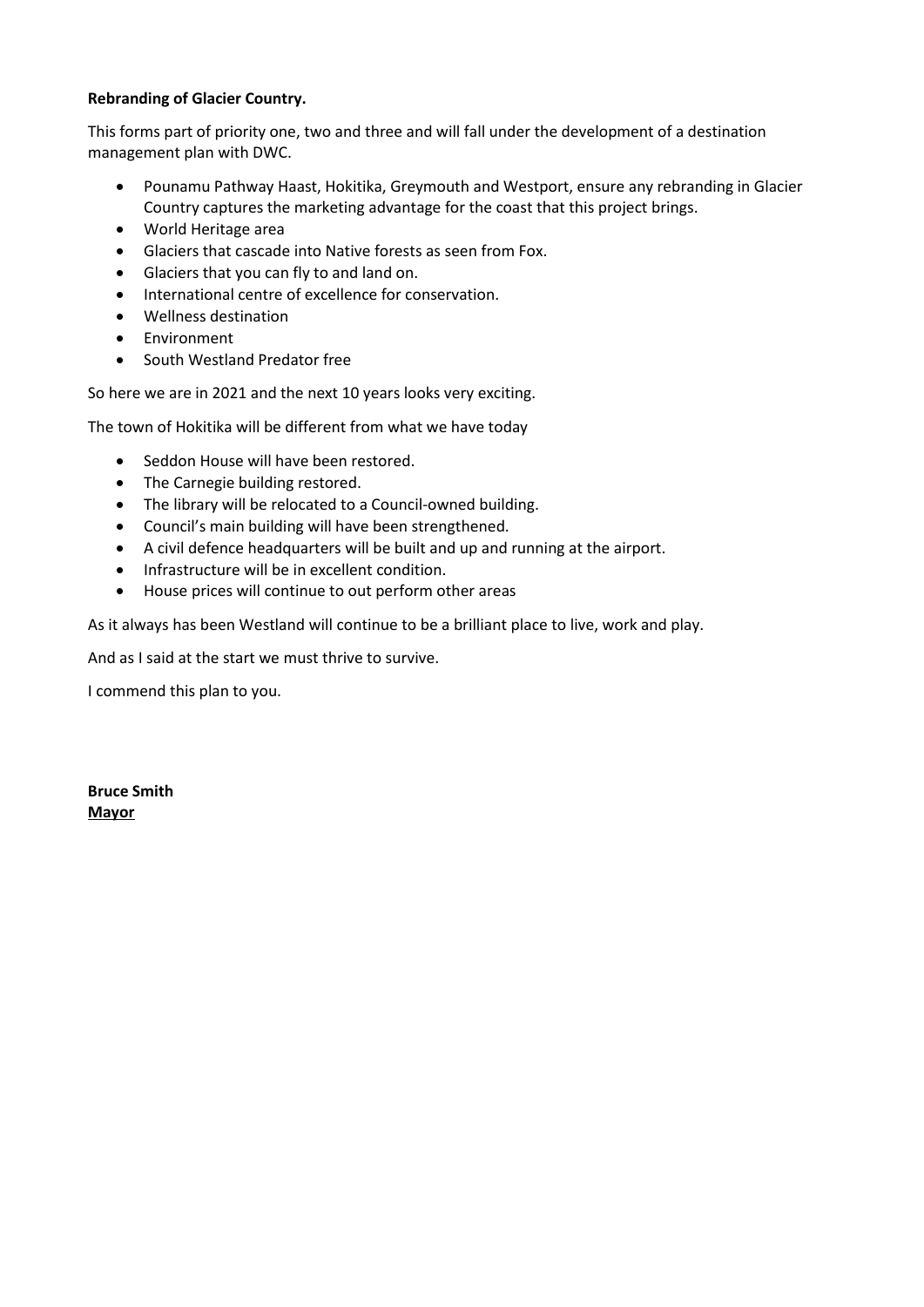**Rebranding of Glacier Country.**

This forms part of priority one, two and three and will fall under the development of a destination management plan with DWC.

- Pounamu Pathway Haast, Hokitika, Greymouth and Westport, ensure any rebranding in Glacier Country captures the marketing advantage for the coast that this project brings.
- World Heritage area
- Glaciers that cascade into Native forests as seen from Fox.
- Glaciers that you can fly to and land on.
- International centre of excellence for conservation.
- Wellness destination
- Environment
- South Westland Predator free

So here we are in 2021 and the next 10 years looks very exciting.

The town of Hokitika will be different from what we have today

- Seddon House will have been restored.
- The Carnegie building restored.
- The library will be relocated to a Council-owned building.
- Council's main building will have been strengthened.
- A civil defence headquarters will be built and up and running at the airport.
- Infrastructure will be in excellent condition.
- House prices will continue to out perform other areas

As it always has been Westland will continue to be a brilliant place to live, work and play.

And as I said at the start we must thrive to survive.

I commend this plan to you.

**Bruce Smith**
**Mayor**